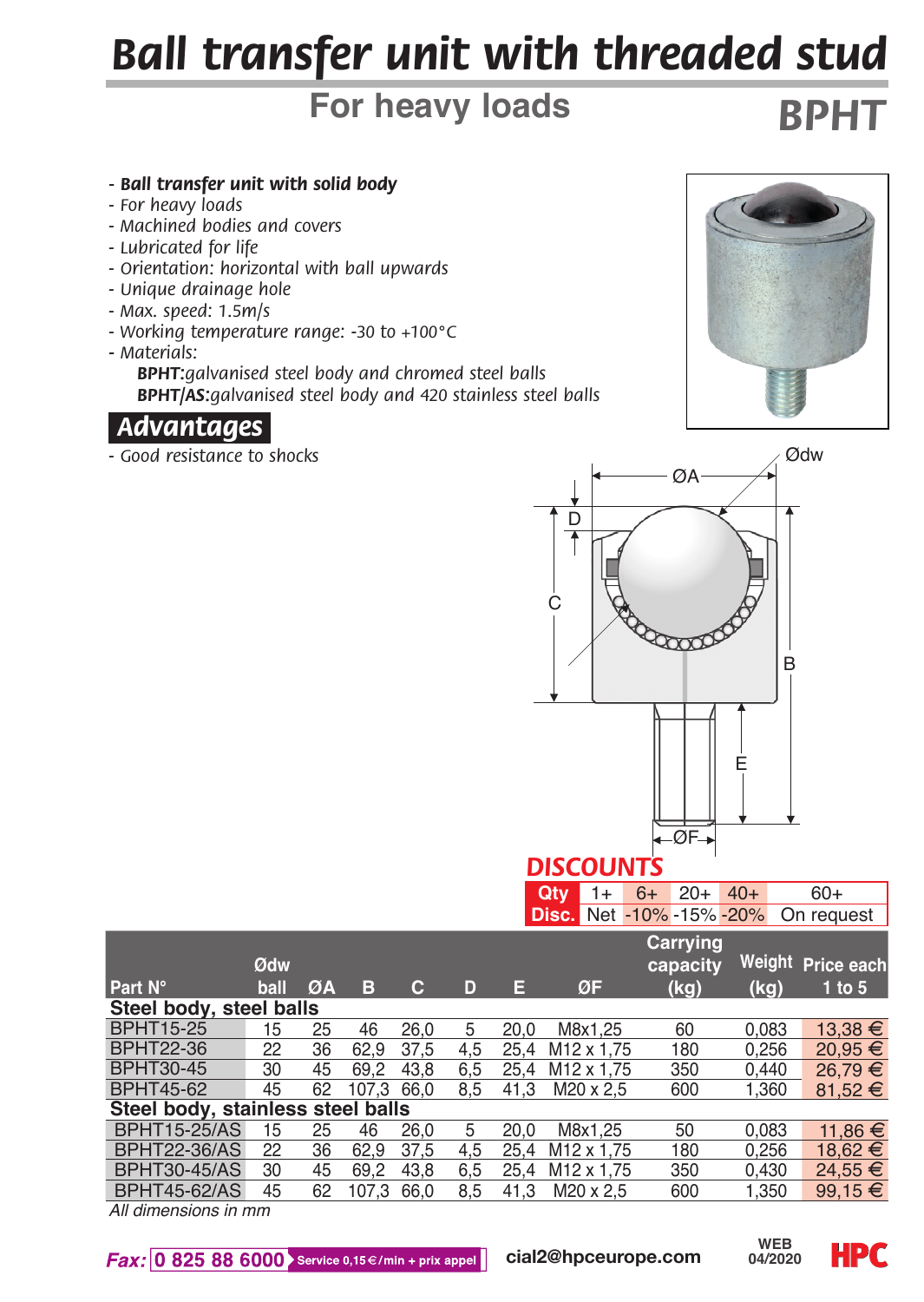# Ball transfer unit with threaded stud

## For heavy loads

## BPHT

- ***Ball transfer unit with solid body***
- *For heavy loads*
- *Machined bodies and covers*
- *Lubricated for life*
- *Orientation: horizontal with ball upwards*
- *Unique drainage hole*
- *Max. speed: 1.5m/s*
- *Working temperature range: -30 to +100°C*
- *Materials:*
  - **BPHT:** *galvanised steel body and chromed steel balls*
  - **BPHT/AS:** *galvanised steel body and 420 stainless steel balls*

## Advantages

- *Good resistance to shocks*

## DISCOUNTS

| Qty | 1+ | 6+ | 20+ | 40+ | 60+ |
|---|---|---|---|---|---|
| Disc. | Net | -10% | -15% | -20% | On request |

| Part N° | Ødw ball | ØA | B | C | D | E | ØF | Carrying capacity (kg) | Weight (kg) | Price each 1 to 5 |
|---|---|---|---|---|---|---|---|---|---|---|
| **Steel body, steel balls** | | | | | | | | | | |
| BPHT15-25 | 15 | 25 | 46 | 26,0 | 5 | 20,0 | M8x1,25 | 60 | 0,083 | 13,38 € |
| BPHT22-36 | 22 | 36 | 62,9 | 37,5 | 4,5 | 25,4 | M12 x 1,75 | 180 | 0,256 | 20,95 € |
| BPHT30-45 | 30 | 45 | 69,2 | 43,8 | 6,5 | 25,4 | M12 x 1,75 | 350 | 0,440 | 26,79 € |
| BPHT45-62 | 45 | 62 | 107,3 | 66,0 | 8,5 | 41,3 | M20 x 2,5 | 600 | 1,360 | 81,52 € |
| **Steel body, stainless steel balls** | | | | | | | | | | |
| BPHT15-25/AS | 15 | 25 | 46 | 26,0 | 5 | 20,0 | M8x1,25 | 50 | 0,083 | 11,86 € |
| BPHT22-36/AS | 22 | 36 | 62,9 | 37,5 | 4,5 | 25,4 | M12 x 1,75 | 180 | 0,256 | 18,62 € |
| BPHT30-45/AS | 30 | 45 | 69,2 | 43,8 | 6,5 | 25,4 | M12 x 1,75 | 350 | 0,430 | 24,55 € |
| BPHT45-62/AS | 45 | 62 | 107,3 | 66,0 | 8,5 | 41,3 | M20 x 2,5 | 600 | 1,350 | 99,15 € |

*All dimensions in mm*

*Fax:* 0 825 88 6000 Service 0,15€/min + prix appel — cial2@hpceurope.com — WEB 04/2020 — HPC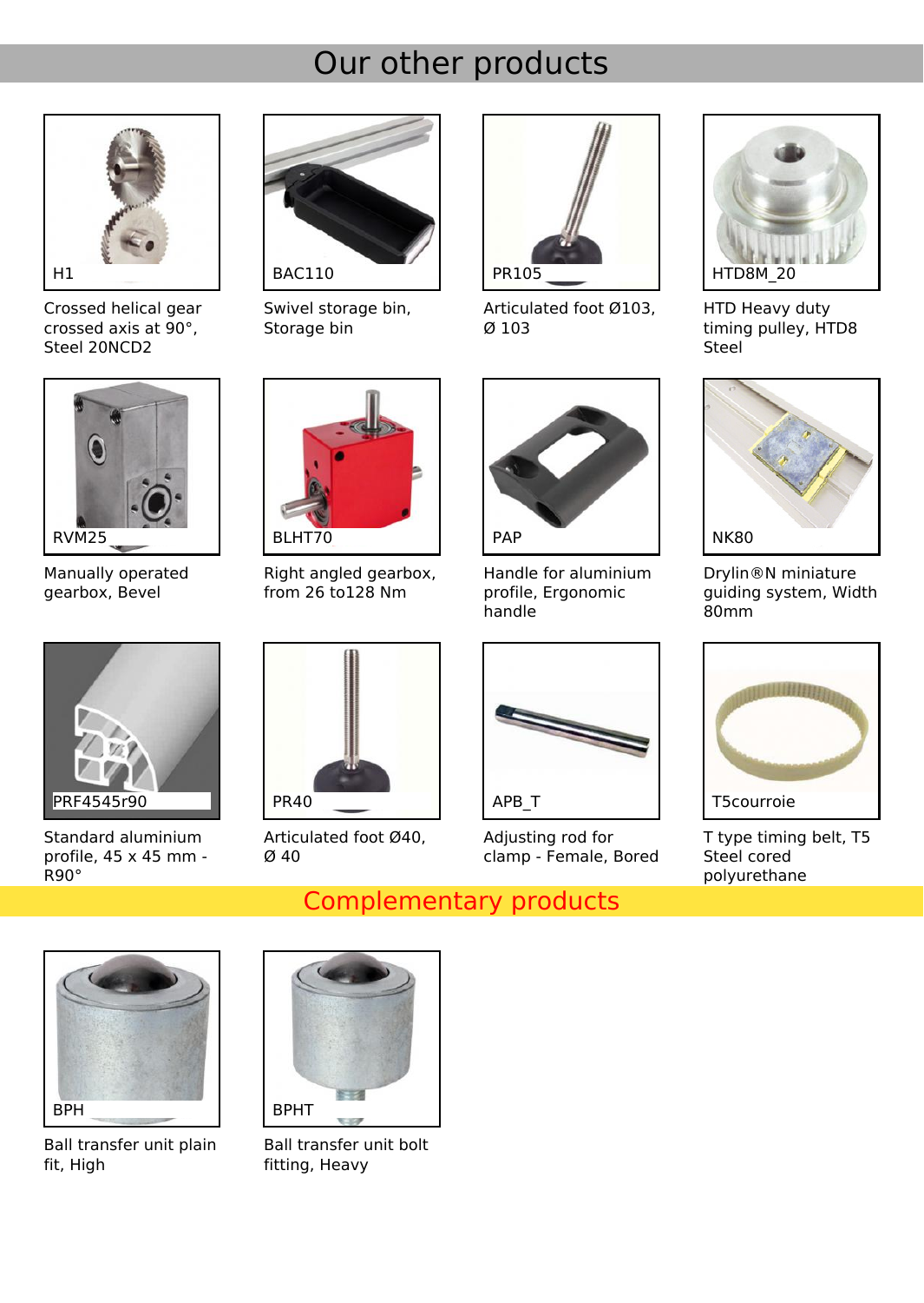# Our other products

H1

Crossed helical gear crossed axis at 90°, Steel 20NCD2

BAC110

Swivel storage bin, Storage bin

PR105

Articulated foot Ø103, Ø 103

HTD8M_20

HTD Heavy duty timing pulley, HTD8 Steel

RVM25

Manually operated gearbox, Bevel

BLHT70

Right angled gearbox, from 26 to128 Nm

PAP

Handle for aluminium profile, Ergonomic handle

NK80

Drylin®N miniature guiding system, Width 80mm

PRF4545r90

Standard aluminium profile, 45 x 45 mm - R90°

PR40

Articulated foot Ø40, Ø 40

APB_T

Adjusting rod for clamp - Female, Bored

T5courroie

T type timing belt, T5 Steel cored polyurethane

# Complementary products

BPH

Ball transfer unit plain fit, High

BPHT

Ball transfer unit bolt fitting, Heavy